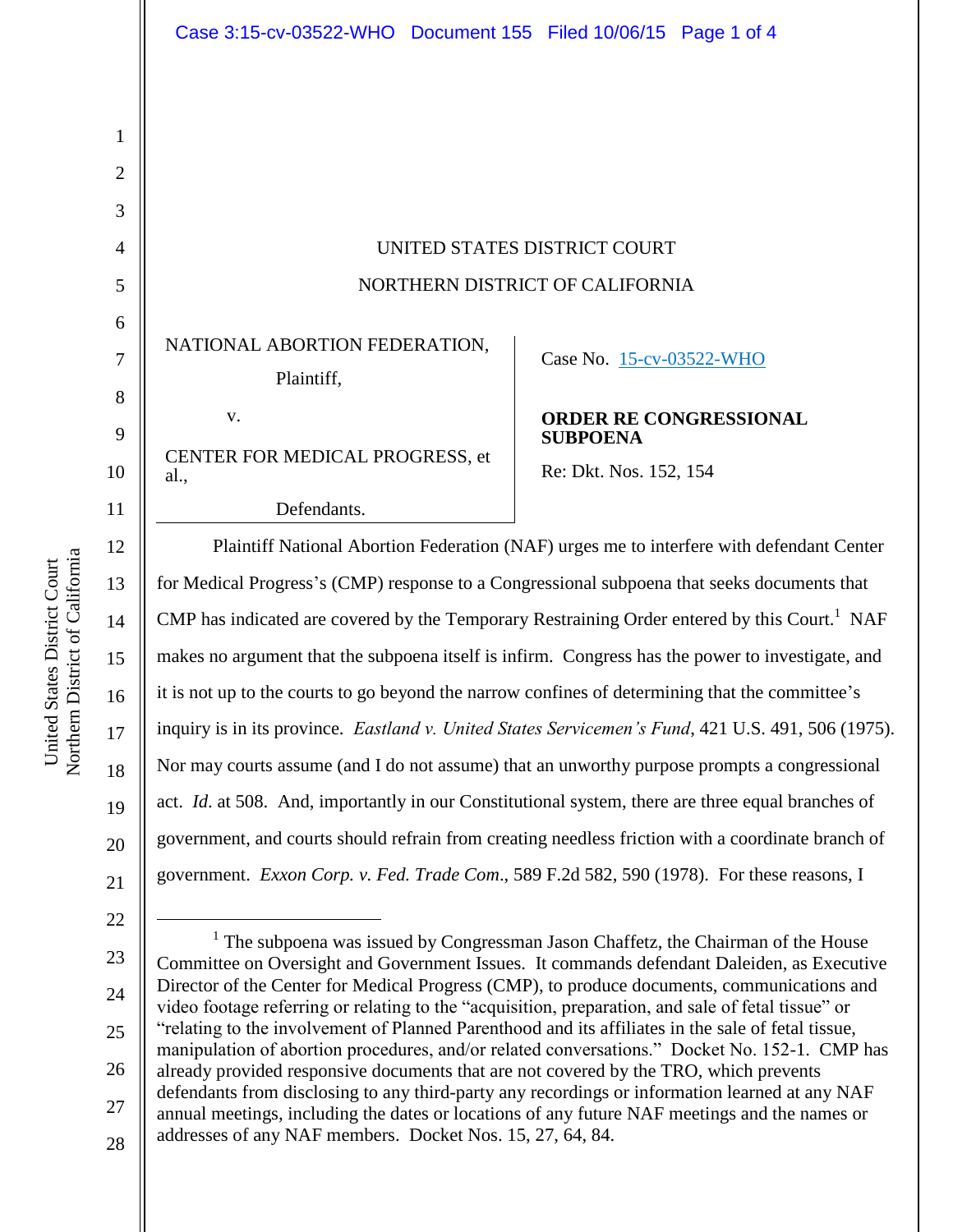UNITED STATES DISTRICT COURT

NORTHERN DISTRICT OF CALIFORNIA

NATIONAL ABORTION FEDERATION,
Plaintiff,

v.

CENTER FOR MEDICAL PROGRESS, et al.,
Defendants.

Case No. 15-cv-03522-WHO

**ORDER RE CONGRESSIONAL SUBPOENA**

Re: Dkt. Nos. 152, 154

Plaintiff National Abortion Federation (NAF) urges me to interfere with defendant Center for Medical Progress's (CMP) response to a Congressional subpoena that seeks documents that CMP has indicated are covered by the Temporary Restraining Order entered by this Court.[1] NAF makes no argument that the subpoena itself is infirm. Congress has the power to investigate, and it is not up to the courts to go beyond the narrow confines of determining that the committee's inquiry is in its province. *Eastland v. United States Servicemen's Fund*, 421 U.S. 491, 506 (1975). Nor may courts assume (and I do not assume) that an unworthy purpose prompts a congressional act. *Id.* at 508. And, importantly in our Constitutional system, there are three equal branches of government, and courts should refrain from creating needless friction with a coordinate branch of government. *Exxon Corp. v. Fed. Trade Com.*, 589 F.2d 582, 590 (1978). For these reasons, I

---

[1] The subpoena was issued by Congressman Jason Chaffetz, the Chairman of the House Committee on Oversight and Government Issues. It commands defendant Daleiden, as Executive Director of the Center for Medical Progress (CMP), to produce documents, communications and video footage referring or relating to the "acquisition, preparation, and sale of fetal tissue" or "relating to the involvement of Planned Parenthood and its affiliates in the sale of fetal tissue, manipulation of abortion procedures, and/or related conversations." Docket No. 152-1. CMP has already provided responsive documents that are not covered by the TRO, which prevents defendants from disclosing to any third-party any recordings or information learned at any NAF annual meetings, including the dates or locations of any future NAF meetings and the names or addresses of any NAF members. Docket Nos. 15, 27, 64, 84.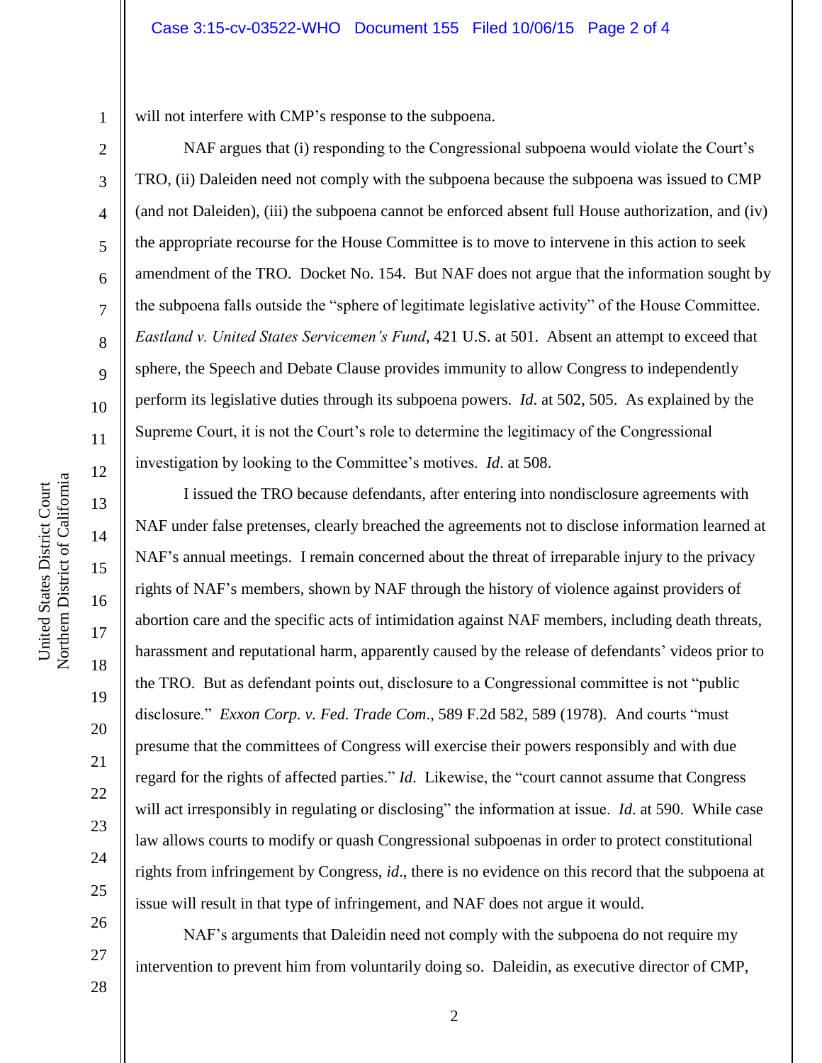will not interfere with CMP's response to the subpoena.

NAF argues that (i) responding to the Congressional subpoena would violate the Court's TRO, (ii) Daleiden need not comply with the subpoena because the subpoena was issued to CMP (and not Daleiden), (iii) the subpoena cannot be enforced absent full House authorization, and (iv) the appropriate recourse for the House Committee is to move to intervene in this action to seek amendment of the TRO. Docket No. 154. But NAF does not argue that the information sought by the subpoena falls outside the "sphere of legitimate legislative activity" of the House Committee. *Eastland v. United States Servicemen's Fund*, 421 U.S. at 501. Absent an attempt to exceed that sphere, the Speech and Debate Clause provides immunity to allow Congress to independently perform its legislative duties through its subpoena powers. *Id*. at 502, 505. As explained by the Supreme Court, it is not the Court's role to determine the legitimacy of the Congressional investigation by looking to the Committee's motives. *Id*. at 508.

I issued the TRO because defendants, after entering into nondisclosure agreements with NAF under false pretenses, clearly breached the agreements not to disclose information learned at NAF's annual meetings. I remain concerned about the threat of irreparable injury to the privacy rights of NAF's members, shown by NAF through the history of violence against providers of abortion care and the specific acts of intimidation against NAF members, including death threats, harassment and reputational harm, apparently caused by the release of defendants' videos prior to the TRO. But as defendant points out, disclosure to a Congressional committee is not "public disclosure." *Exxon Corp. v. Fed. Trade Com*., 589 F.2d 582, 589 (1978). And courts "must presume that the committees of Congress will exercise their powers responsibly and with due regard for the rights of affected parties." *Id*. Likewise, the "court cannot assume that Congress will act irresponsibly in regulating or disclosing" the information at issue. *Id*. at 590. While case law allows courts to modify or quash Congressional subpoenas in order to protect constitutional rights from infringement by Congress, *id*., there is no evidence on this record that the subpoena at issue will result in that type of infringement, and NAF does not argue it would.

NAF's arguments that Daleidin need not comply with the subpoena do not require my intervention to prevent him from voluntarily doing so. Daleidin, as executive director of CMP,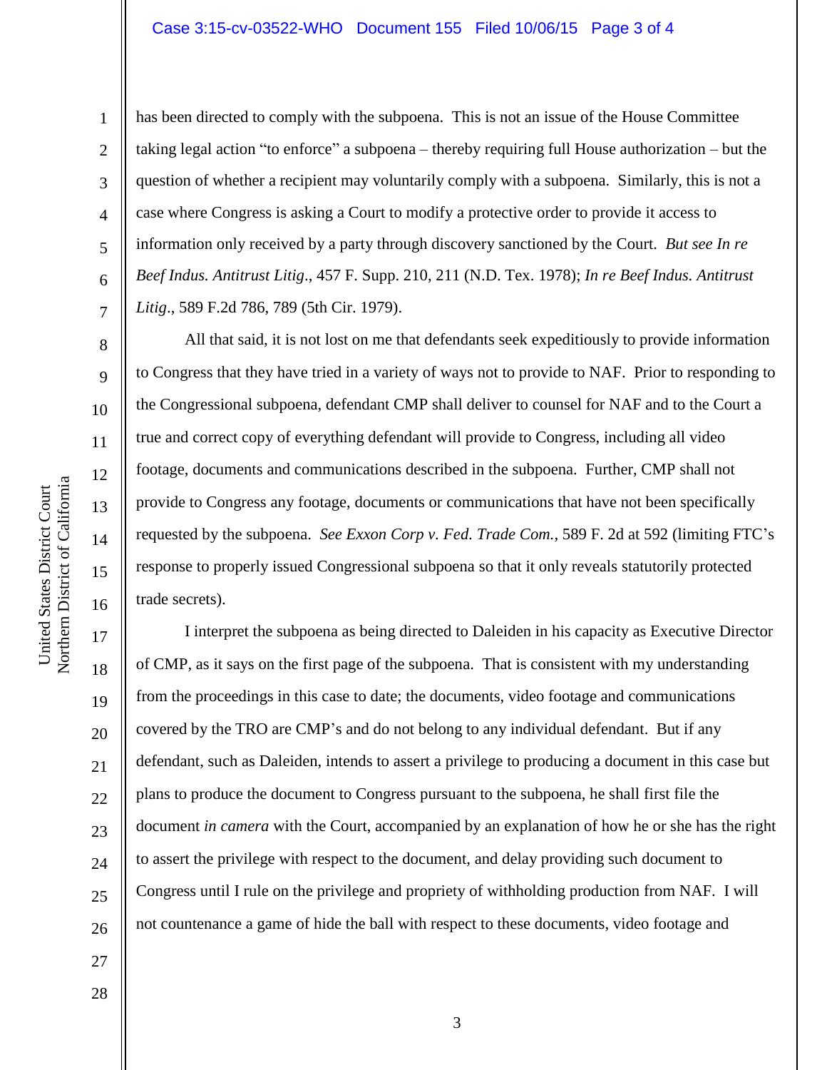has been directed to comply with the subpoena. This is not an issue of the House Committee taking legal action "to enforce" a subpoena – thereby requiring full House authorization – but the question of whether a recipient may voluntarily comply with a subpoena. Similarly, this is not a case where Congress is asking a Court to modify a protective order to provide it access to information only received by a party through discovery sanctioned by the Court. *But see In re Beef Indus. Antitrust Litig.*, 457 F. Supp. 210, 211 (N.D. Tex. 1978); *In re Beef Indus. Antitrust Litig.*, 589 F.2d 786, 789 (5th Cir. 1979).

All that said, it is not lost on me that defendants seek expeditiously to provide information to Congress that they have tried in a variety of ways not to provide to NAF. Prior to responding to the Congressional subpoena, defendant CMP shall deliver to counsel for NAF and to the Court a true and correct copy of everything defendant will provide to Congress, including all video footage, documents and communications described in the subpoena. Further, CMP shall not provide to Congress any footage, documents or communications that have not been specifically requested by the subpoena. *See Exxon Corp v. Fed. Trade Com.,* 589 F. 2d at 592 (limiting FTC's response to properly issued Congressional subpoena so that it only reveals statutorily protected trade secrets).

I interpret the subpoena as being directed to Daleiden in his capacity as Executive Director of CMP, as it says on the first page of the subpoena. That is consistent with my understanding from the proceedings in this case to date; the documents, video footage and communications covered by the TRO are CMP's and do not belong to any individual defendant. But if any defendant, such as Daleiden, intends to assert a privilege to producing a document in this case but plans to produce the document to Congress pursuant to the subpoena, he shall first file the document *in camera* with the Court, accompanied by an explanation of how he or she has the right to assert the privilege with respect to the document, and delay providing such document to Congress until I rule on the privilege and propriety of withholding production from NAF. I will not countenance a game of hide the ball with respect to these documents, video footage and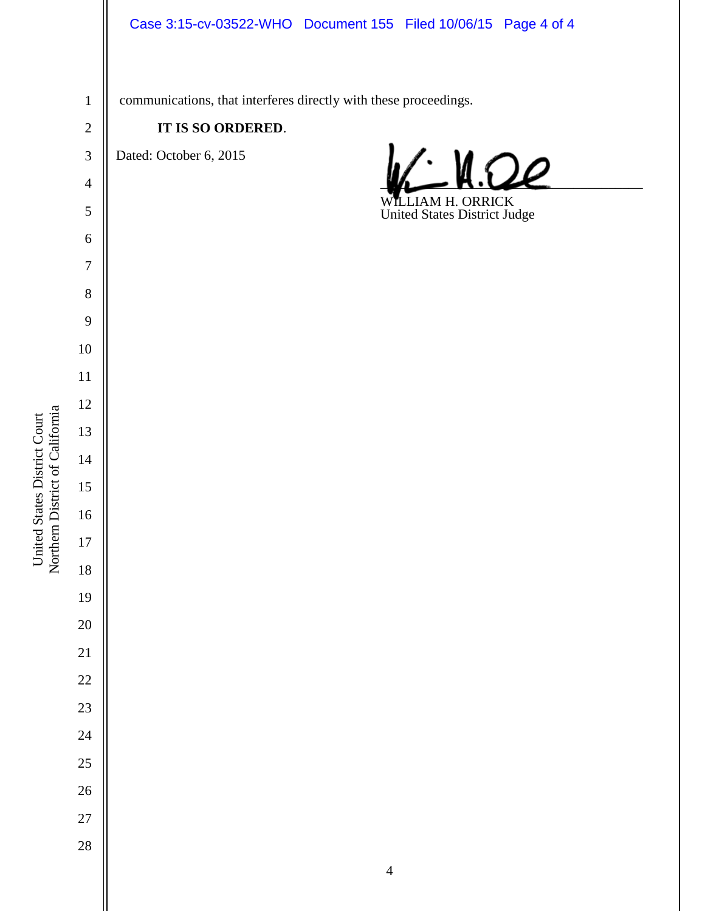communications, that interferes directly with these proceedings.

**IT IS SO ORDERED**.

Dated: October 6, 2015

WILLIAM H. ORRICK
United States District Judge